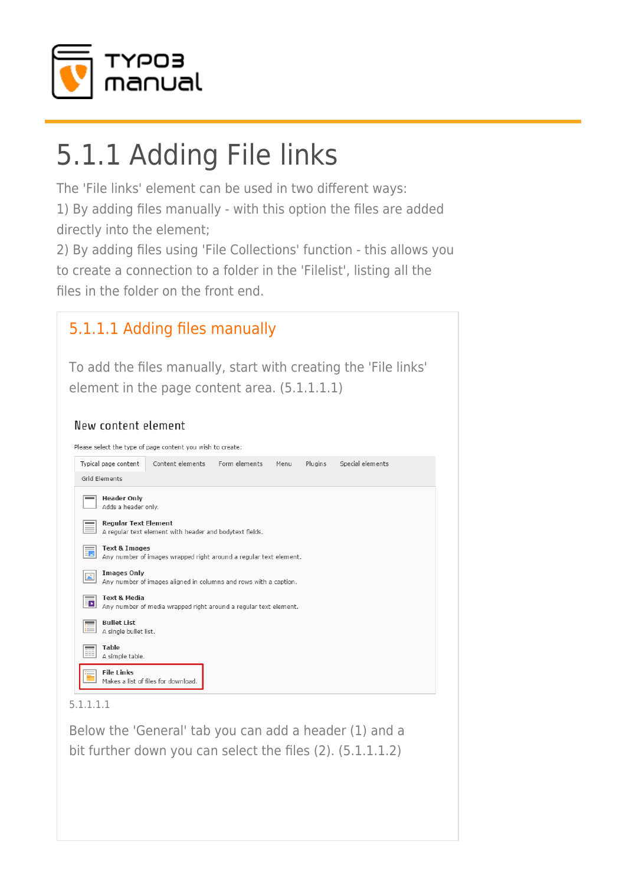# 5.1.1 Adding File links

The 'File links' element can be used in two different ways:
1) By adding files manually - with this option the files are added directly into the element;
2) By adding files using 'File Collections' function - this allows you to create a connection to a folder in the 'Filelist', listing all the files in the folder on the front end.

## 5.1.1.1 Adding files manually

To add the files manually, start with creating the 'File links' element in the page content area. (5.1.1.1.1)

New content element

Please select the type of page content you wish to create:

Typical page content | Content elements | Form elements | Menu | Plugins | Special elements | Grid Elements

**Header Only**
Adds a header only.

**Regular Text Element**
A regular text element with header and bodytext fields.

**Text & Images**
Any number of images wrapped right around a regular text element.

**Images Only**
Any number of images aligned in columns and rows with a caption.

**Text & Media**
Any number of media wrapped right around a regular text element.

**Bullet List**
A single bullet list.

**Table**
A simple table.

**File Links**
Makes a list of files for download.

5.1.1.1.1

Below the 'General' tab you can add a header (1) and a bit further down you can select the files (2). (5.1.1.1.2)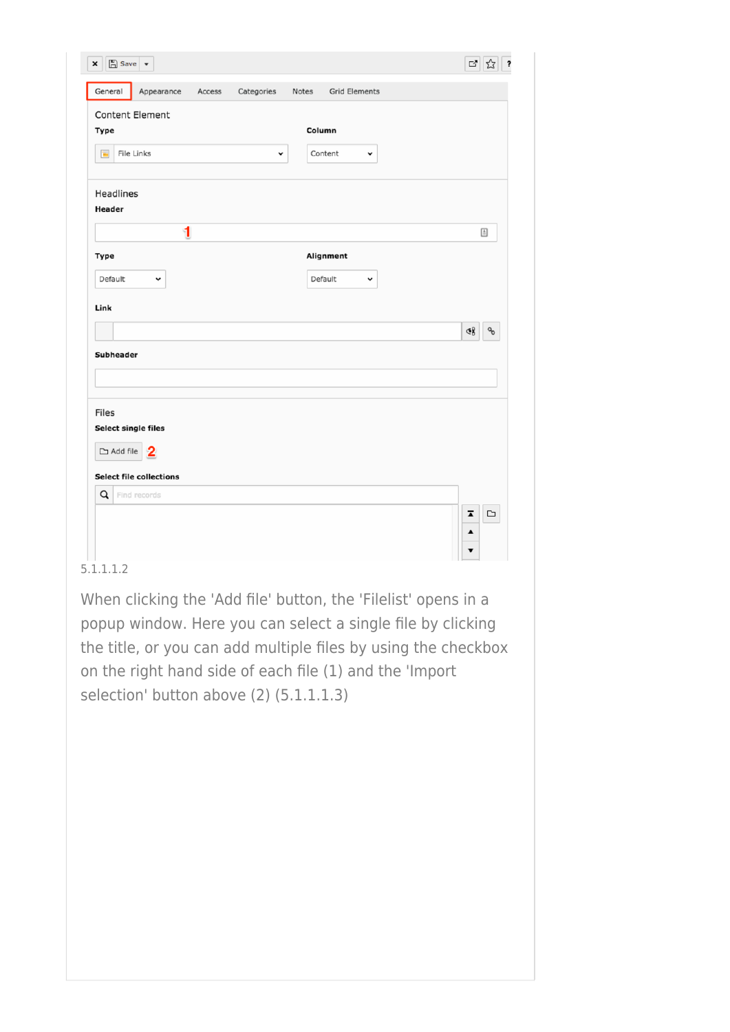5.1.1.1.2

When clicking the 'Add file' button, the 'Filelist' opens in a popup window. Here you can select a single file by clicking the title, or you can add multiple files by using the checkbox on the right hand side of each file (1) and the 'Import selection' button above (2) (5.1.1.1.3)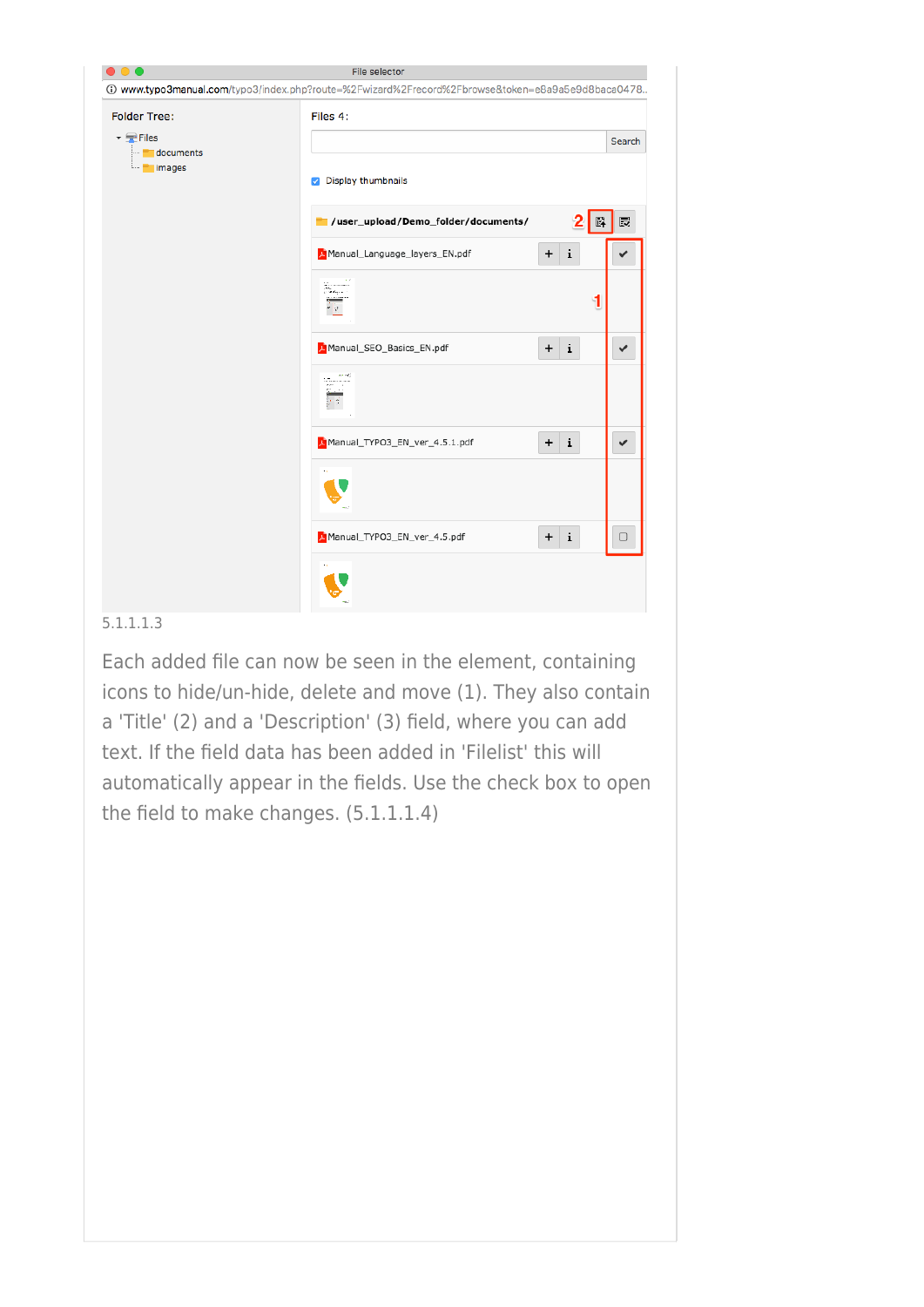5.1.1.1.3

Each added file can now be seen in the element, containing icons to hide/un-hide, delete and move (1). They also contain a 'Title' (2) and a 'Description' (3) field, where you can add text. If the field data has been added in 'Filelist' this will automatically appear in the fields. Use the check box to open the field to make changes. (5.1.1.1.4)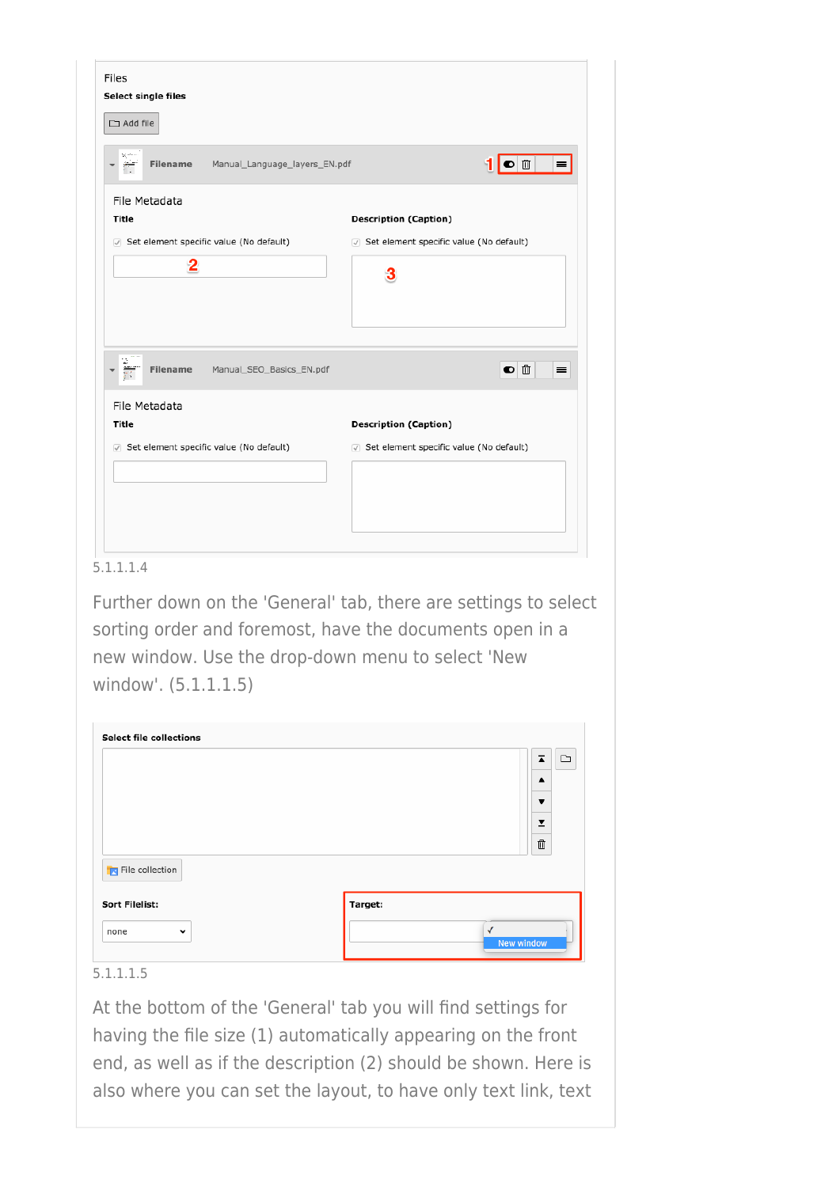Files

**Select single files**

Add file

Filename Manual_Language_layers_EN.pdf

1

File Metadata

**Title**

Set element specific value (No default)

2

**Description (Caption)**

Set element specific value (No default)

3

Filename Manual_SEO_Basics_EN.pdf

File Metadata

**Title**

Set element specific value (No default)

**Description (Caption)**

Set element specific value (No default)

5.1.1.1.4

Further down on the 'General' tab, there are settings to select sorting order and foremost, have the documents open in a new window. Use the drop-down menu to select 'New window'. (5.1.1.1.5)

**Select file collections**

File collection

**Sort Filelist:**

none

**Target:**

New window

5.1.1.1.5

At the bottom of the 'General' tab you will find settings for having the file size (1) automatically appearing on the front end, as well as if the description (2) should be shown. Here is also where you can set the layout, to have only text link, text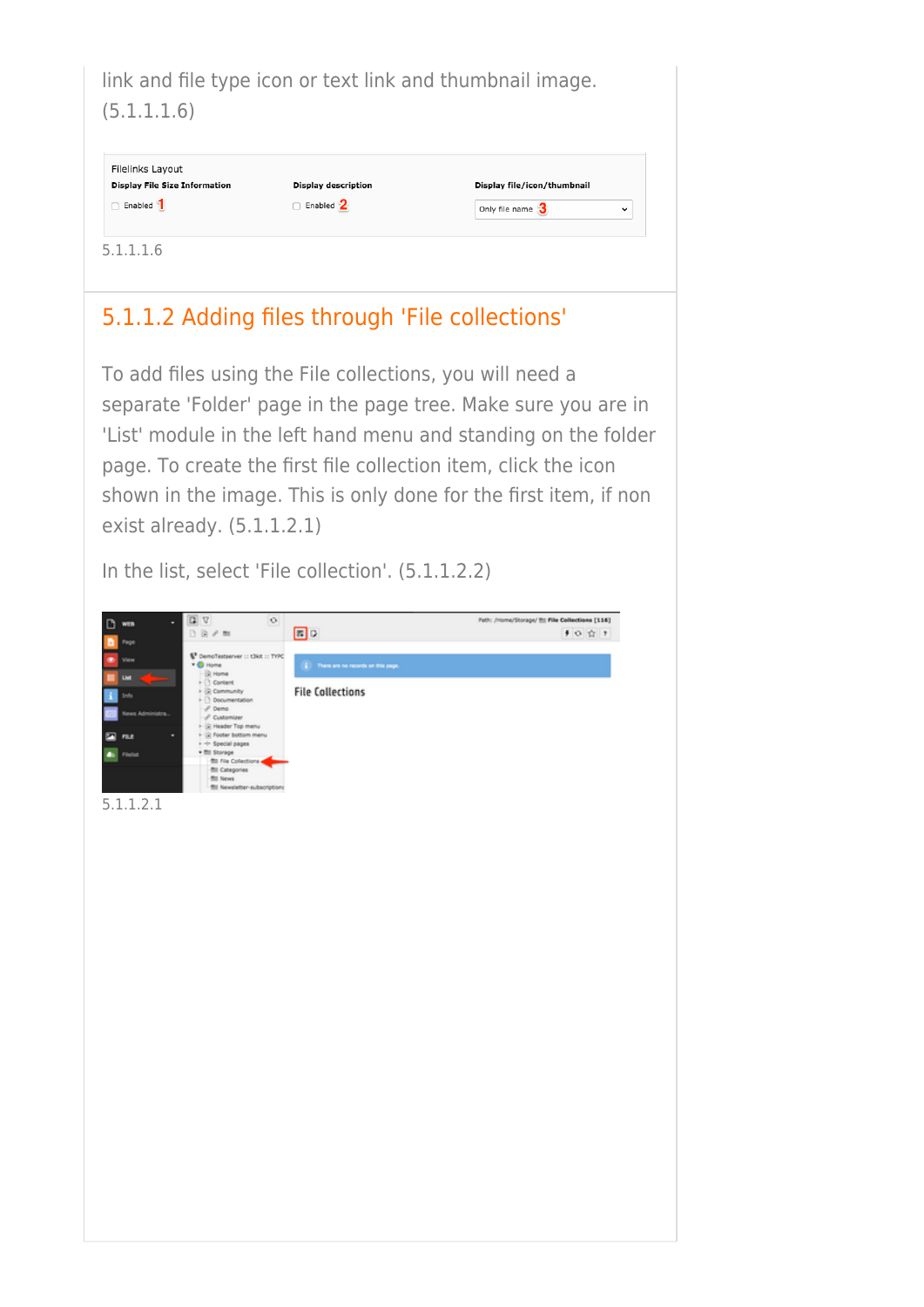link and file type icon or text link and thumbnail image. (5.1.1.6)

5.1.1.1.6

## 5.1.1.2 Adding files through 'File collections'

To add files using the File collections, you will need a separate 'Folder' page in the page tree. Make sure you are in 'List' module in the left hand menu and standing on the folder page. To create the first file collection item, click the icon shown in the image. This is only done for the first item, if non exist already. (5.1.1.2.1)

In the list, select 'File collection'. (5.1.1.2.2)

5.1.1.2.1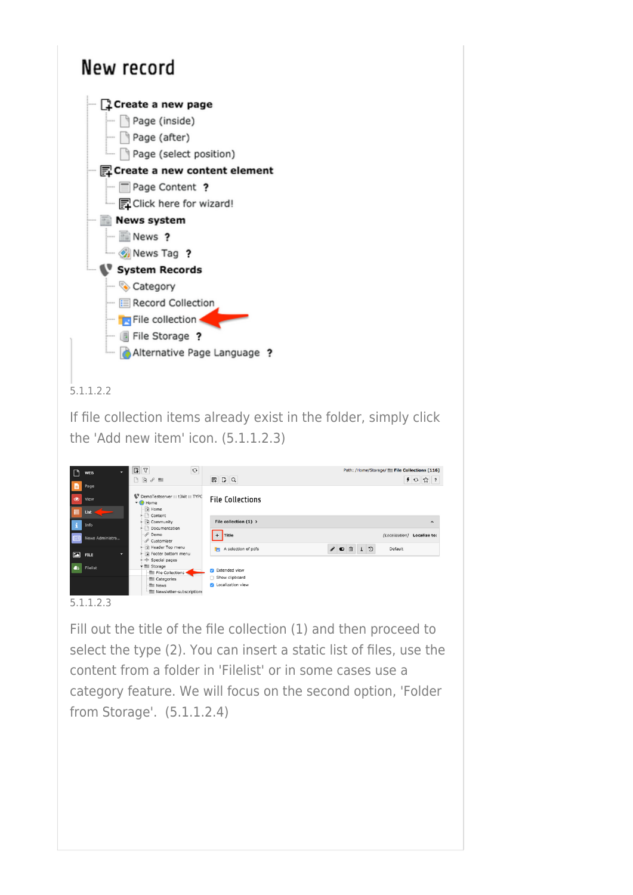# New record

- Create a new page
  - Page (inside)
  - Page (after)
  - Page (select position)
- Create a new content element
  - Page Content ?
  - Click here for wizard!
- News system
  - News ?
  - News Tag ?
- System Records
  - Category
  - Record Collection
  - File collection
  - File Storage ?
  - Alternative Page Language ?

5.1.1.2.2

If file collection items already exist in the folder, simply click the 'Add new item' icon. (5.1.1.2.3)

5.1.1.2.3

Fill out the title of the file collection (1) and then proceed to select the type (2). You can insert a static list of files, use the content from a folder in 'Filelist' or in some cases use a category feature. We will focus on the second option, 'Folder from Storage'. (5.1.1.2.4)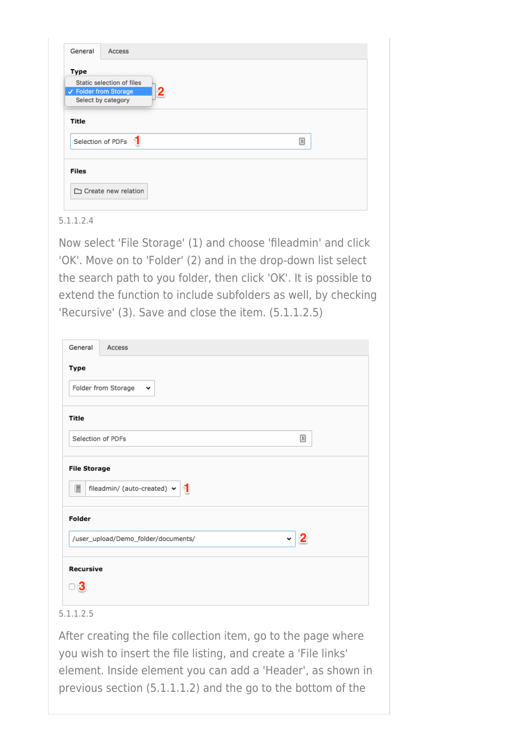5.1.1.2.4

Now select 'File Storage' (1) and choose 'fileadmin' and click 'OK'. Move on to 'Folder' (2) and in the drop-down list select the search path to you folder, then click 'OK'. It is possible to extend the function to include subfolders as well, by checking 'Recursive' (3). Save and close the item. (5.1.1.2.5)

5.1.1.2.5

After creating the file collection item, go to the page where you wish to insert the file listing, and create a 'File links' element. Inside element you can add a 'Header', as shown in previous section (5.1.1.1.2) and the go to the bottom of the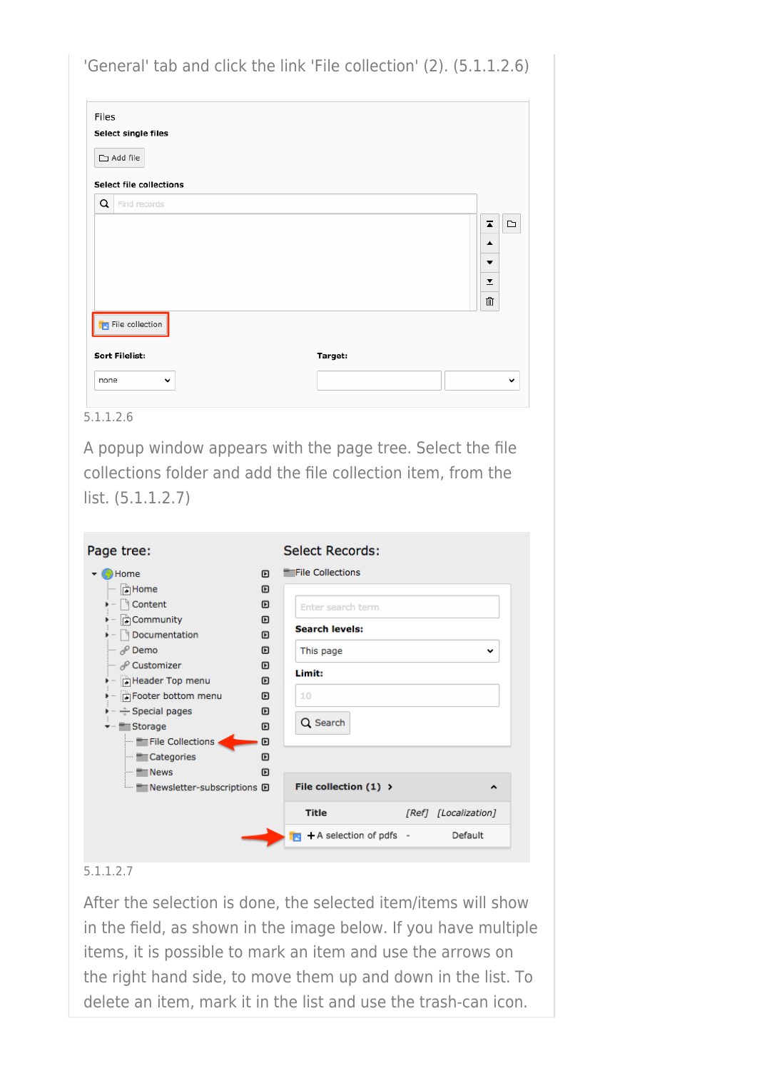'General' tab and click the link 'File collection' (2). (5.1.1.2.6)

5.1.1.2.6

A popup window appears with the page tree. Select the file collections folder and add the file collection item, from the list. (5.1.1.2.7)

5.1.1.2.7

After the selection is done, the selected item/items will show in the field, as shown in the image below. If you have multiple items, it is possible to mark an item and use the arrows on the right hand side, to move them up and down in the list. To delete an item, mark it in the list and use the trash-can icon.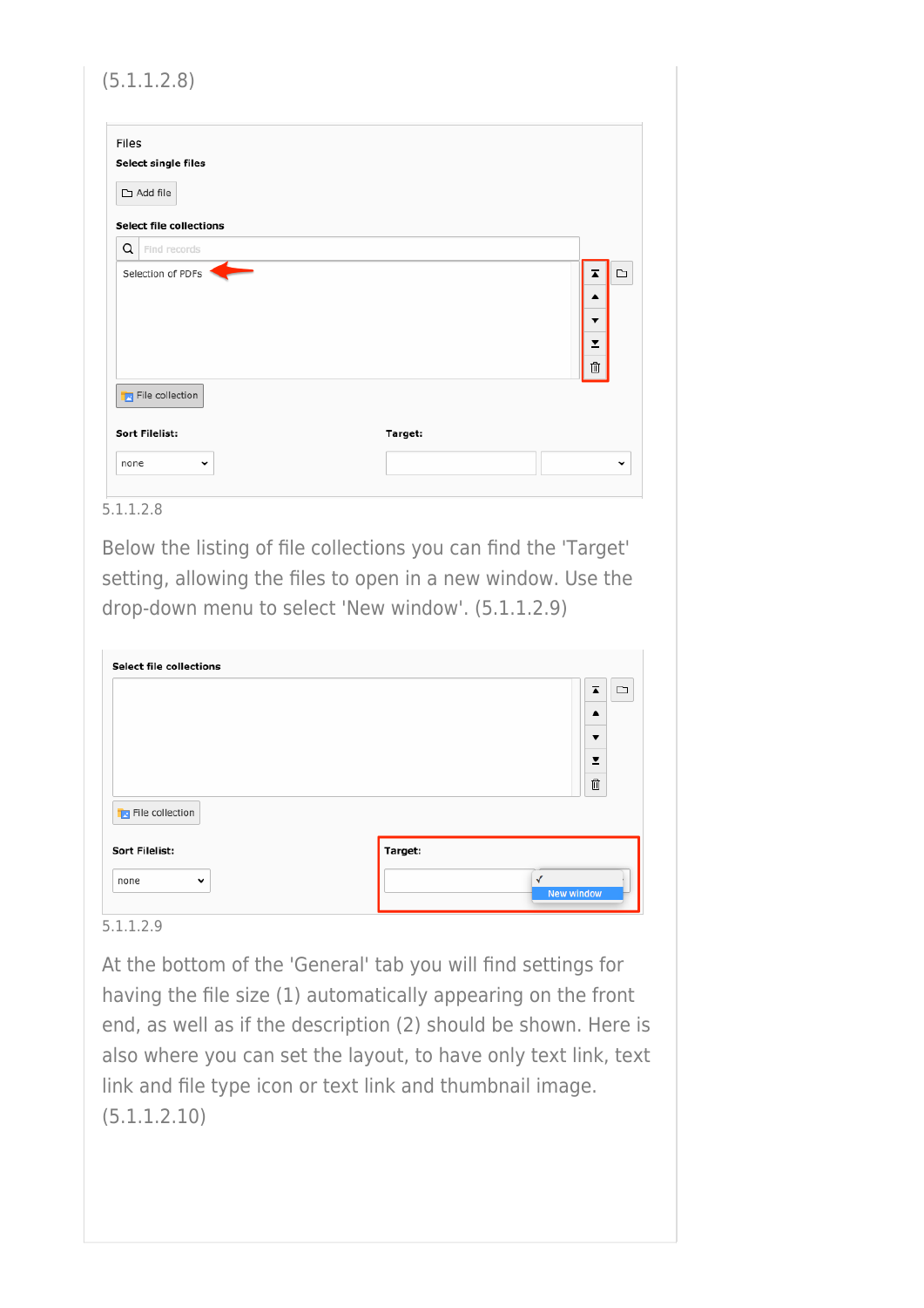(5.1.1.2.8)

5.1.1.2.8

Below the listing of file collections you can find the 'Target' setting, allowing the files to open in a new window. Use the drop-down menu to select 'New window'. (5.1.1.2.9)

5.1.1.2.9

At the bottom of the 'General' tab you will find settings for having the file size (1) automatically appearing on the front end, as well as if the description (2) should be shown. Here is also where you can set the layout, to have only text link, text link and file type icon or text link and thumbnail image. (5.1.1.2.10)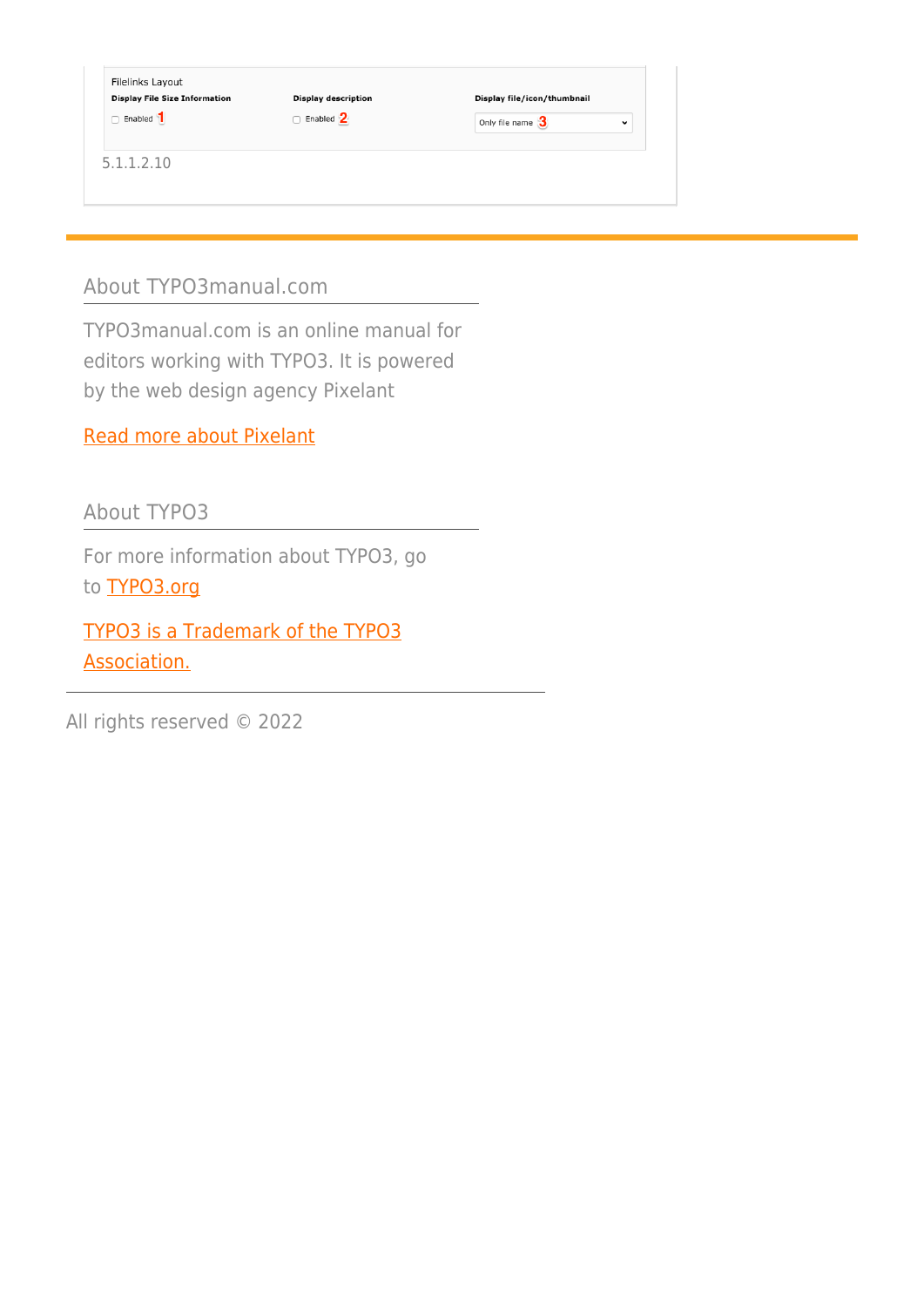Filelinks Layout

**Display File Size Information**

Enabled 1

**Display description**

Enabled 2

**Display file/icon/thumbnail**

Only file name 3

5.1.1.2.10

## About TYPO3manual.com

TYPO3manual.com is an online manual for editors working with TYPO3. It is powered by the web design agency Pixelant

Read more about Pixelant

## About TYPO3

For more information about TYPO3, go to TYPO3.org

TYPO3 is a Trademark of the TYPO3 Association.

All rights reserved © 2022